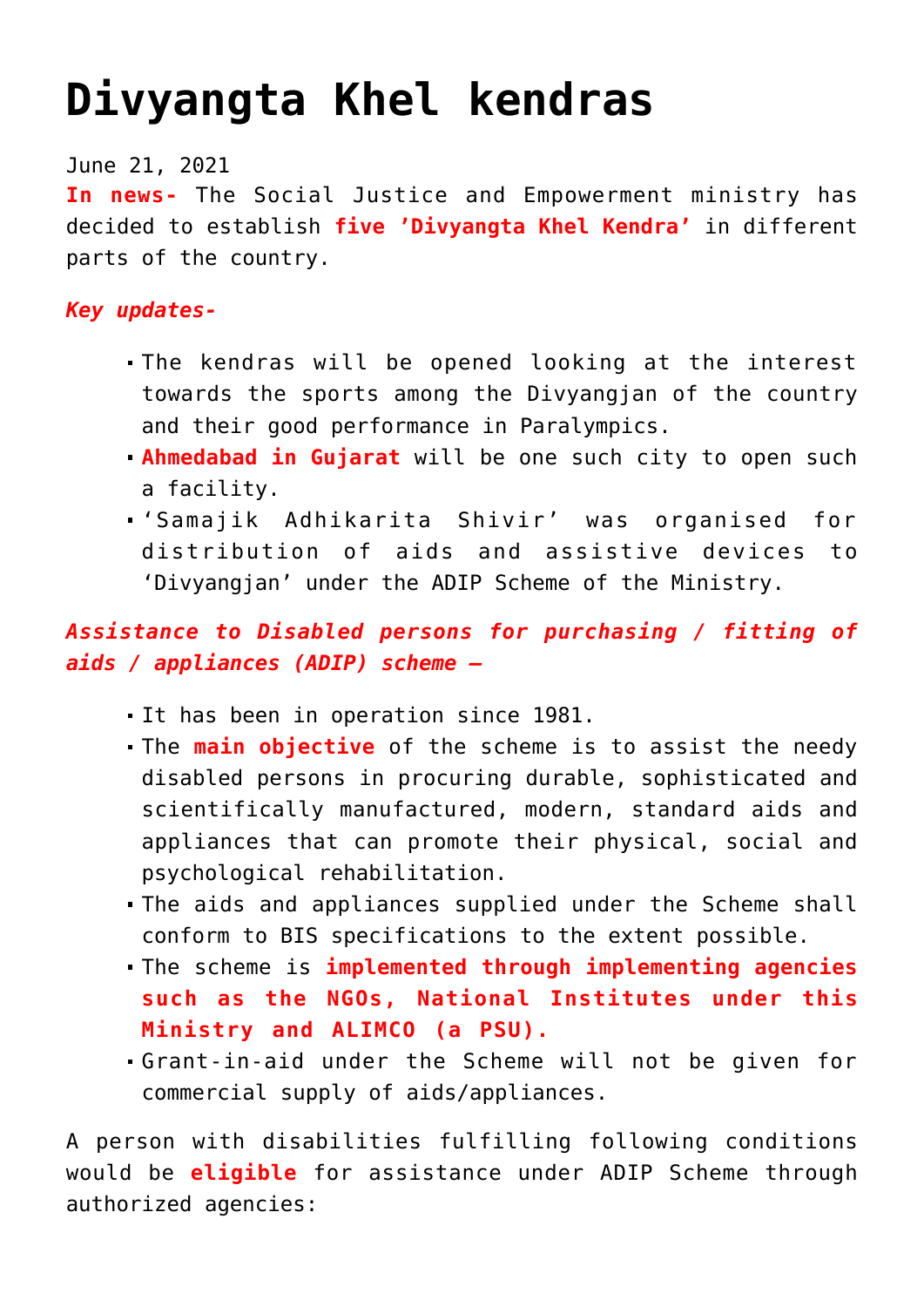# Divyangta Khel kendras

June 21, 2021

**In news-** The Social Justice and Empowerment ministry has decided to establish **five 'Divyangta Khel Kendra'** in different parts of the country.

***Key updates-***

- The kendras will be opened looking at the interest towards the sports among the Divyangjan of the country and their good performance in Paralympics.
- **Ahmedabad in Gujarat** will be one such city to open such a facility.
- 'Samajik Adhikarita Shivir' was organised for distribution of aids and assistive devices to 'Divyangjan' under the ADIP Scheme of the Ministry.

***Assistance to Disabled persons for purchasing / fitting of aids / appliances (ADIP) scheme –***

- It has been in operation since 1981.
- The **main objective** of the scheme is to assist the needy disabled persons in procuring durable, sophisticated and scientifically manufactured, modern, standard aids and appliances that can promote their physical, social and psychological rehabilitation.
- The aids and appliances supplied under the Scheme shall conform to BIS specifications to the extent possible.
- The scheme is **implemented through implementing agencies such as the NGOs, National Institutes under this Ministry and ALIMCO (a PSU).**
- Grant-in-aid under the Scheme will not be given for commercial supply of aids/appliances.

A person with disabilities fulfilling following conditions would be **eligible** for assistance under ADIP Scheme through authorized agencies: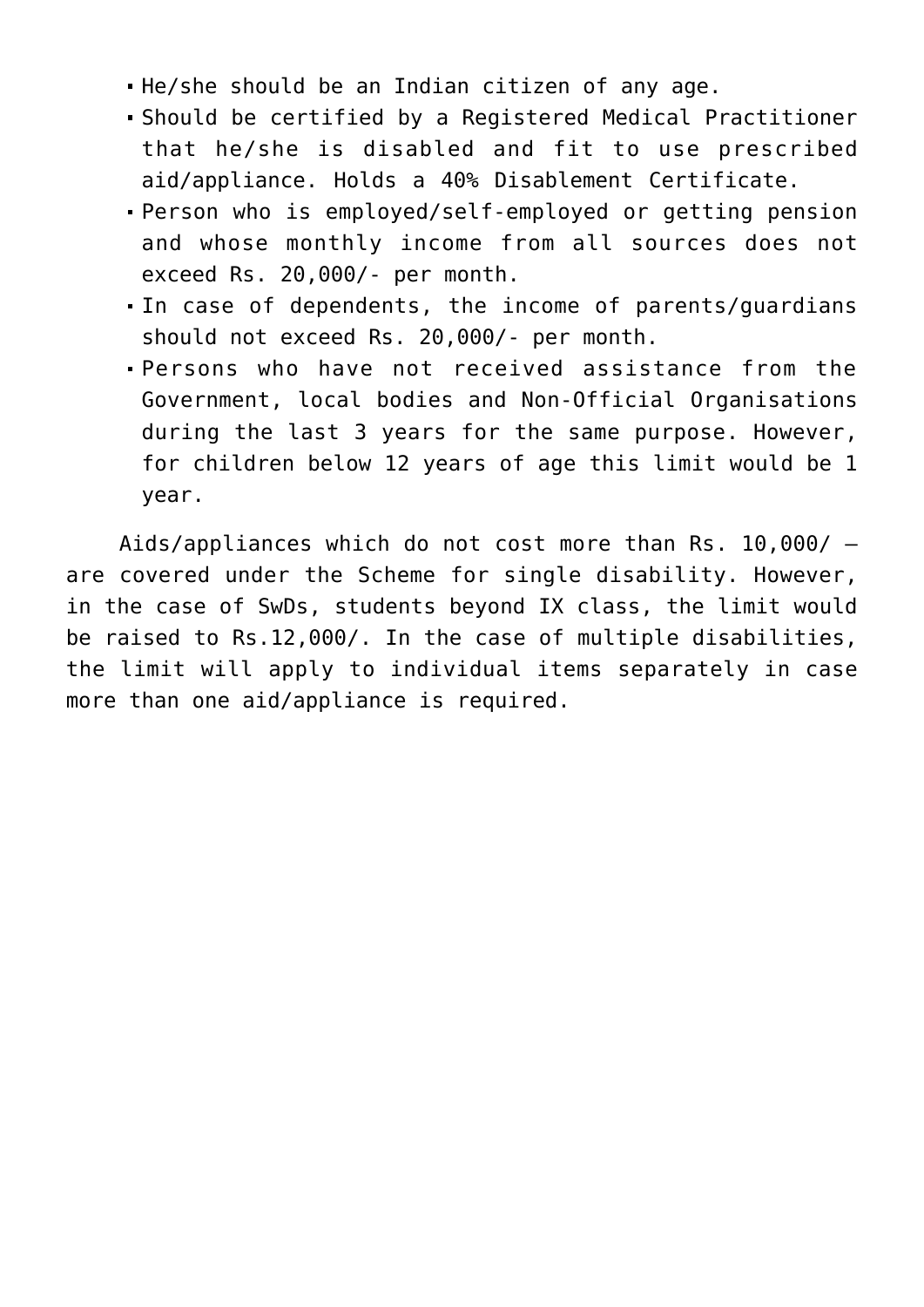- He/she should be an Indian citizen of any age.
- Should be certified by a Registered Medical Practitioner that he/she is disabled and fit to use prescribed aid/appliance. Holds a 40% Disablement Certificate.
- Person who is employed/self-employed or getting pension and whose monthly income from all sources does not exceed Rs. 20,000/- per month.
- In case of dependents, the income of parents/guardians should not exceed Rs. 20,000/- per month.
- Persons who have not received assistance from the Government, local bodies and Non-Official Organisations during the last 3 years for the same purpose. However, for children below 12 years of age this limit would be 1 year.

Aids/appliances which do not cost more than Rs. 10,000/ – are covered under the Scheme for single disability. However, in the case of SwDs, students beyond IX class, the limit would be raised to Rs.12,000/. In the case of multiple disabilities, the limit will apply to individual items separately in case more than one aid/appliance is required.